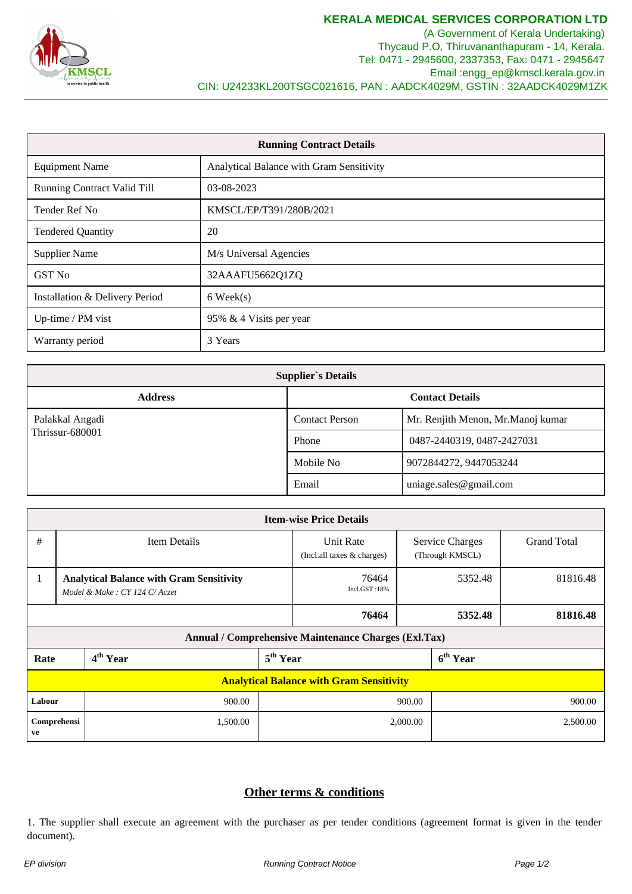## KERALA MEDICAL SERVICES CORPORATION LTD

(A Government of Kerala Undertaking)
Thycaud P.O, Thiruvananthapuram - 14, Kerala.
Tel: 0471 - 2945600, 2337353, Fax: 0471 - 2945647
Email :engg_ep@kmscl.kerala.gov.in
CIN: U24233KL200TSGC021616, PAN : AADCK4029M, GSTIN : 32AADCK4029M1ZK

| **Running Contract Details** | |
|---|---|
| Equipment Name | Analytical Balance with Gram Sensitivity |
| Running Contract Valid Till | 03-08-2023 |
| Tender Ref No | KMSCL/EP/T391/280B/2021 |
| Tendered Quantity | 20 |
| Supplier Name | M/s Universal Agencies |
| GST No | 32AAAFU5662Q1ZQ |
| Installation & Delivery Period | 6 Week(s) |
| Up-time / PM vist | 95% & 4 Visits per year |
| Warranty period | 3 Years |

| **Supplier`s Details** | | |
|---|---|---|
| **Address** | **Contact Details** | |
| Palakkal Angadi Thrissur-680001 | Contact Person | Mr. Renjith Menon, Mr.Manoj kumar |
| | Phone | 0487-2440319, 0487-2427031 |
| | Mobile No | 9072844272, 9447053244 |
| | Email | uniage.sales@gmail.com |

**Item-wise Price Details**

| # | Item Details | Unit Rate (Incl.all taxes & charges) | Service Charges (Through KMSCL) | Grand Total |
|---|---|---|---|---|
| 1 | **Analytical Balance with Gram Sensitivity** *Model & Make : CY 124 C/ Aczet* | 76464 Incl.GST :18% | 5352.48 | 81816.48 |
| | | **76464** | **5352.48** | **81816.48** |

**Annual / Comprehensive Maintenance Charges (Exl.Tax)**

| Rate | 4th Year | 5th Year | 6th Year |
|---|---|---|---|
| **Analytical Balance with Gram Sensitivity** | | | |
| Labour | 900.00 | 900.00 | 900.00 |
| Comprehensive | 1,500.00 | 2,000.00 | 2,500.00 |

## Other terms & conditions

1. The supplier shall execute an agreement with the purchaser as per tender conditions (agreement format is given in the tender document).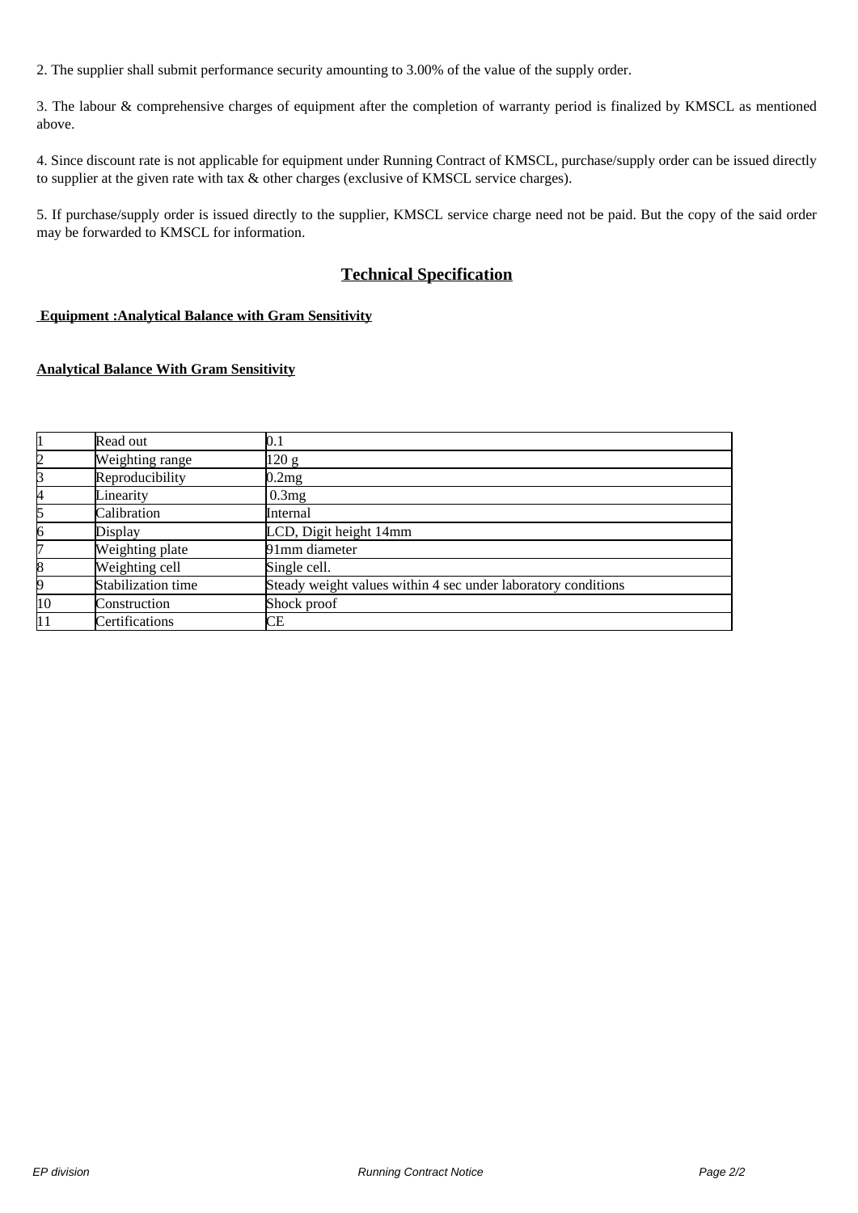2. The supplier shall submit performance security amounting to 3.00% of the value of the supply order.

3. The labour & comprehensive charges of equipment after the completion of warranty period is finalized by KMSCL as mentioned above.

4. Since discount rate is not applicable for equipment under Running Contract of KMSCL, purchase/supply order can be issued directly to supplier at the given rate with tax & other charges (exclusive of KMSCL service charges).

5. If purchase/supply order is issued directly to the supplier, KMSCL service charge need not be paid. But the copy of the said order may be forwarded to KMSCL for information.

## Technical Specification

**Equipment :Analytical Balance with Gram Sensitivity**

**Analytical Balance With Gram Sensitivity**

| | | |
|---|---|---|
| 1 | Read out | 0.1 |
| 2 | Weighting range | 120 g |
| 3 | Reproducibility | 0.2mg |
| 4 | Linearity | 0.3mg |
| 5 | Calibration | Internal |
| 6 | Display | LCD, Digit height 14mm |
| 7 | Weighting plate | 91mm diameter |
| 8 | Weighting cell | Single cell. |
| 9 | Stabilization time | Steady weight values within 4 sec under laboratory conditions |
| 10 | Construction | Shock proof |
| 11 | Certifications | CE |